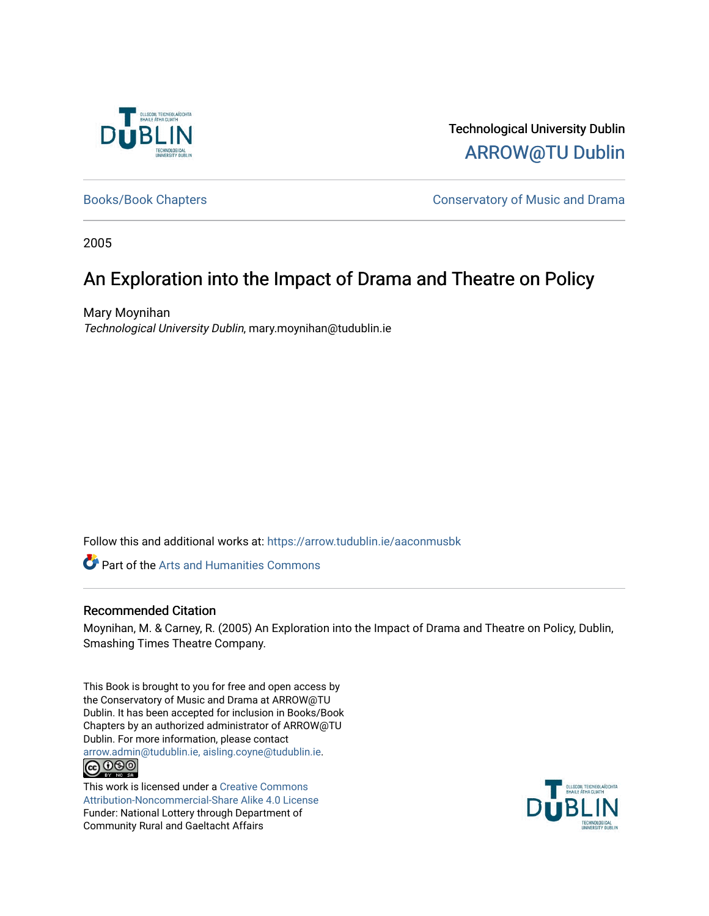Technological University Dublin

ARROW@TU Dublin

Books/Book Chapters

Conservatory of Music and Drama

2005

# An Exploration into the Impact of Drama and Theatre on Policy

Mary Moynihan

*Technological University Dublin*, mary.moynihan@tudublin.ie

Follow this and additional works at: https://arrow.tudublin.ie/aaconmusbk

Part of the Arts and Humanities Commons

## Recommended Citation

Moynihan, M. & Carney, R. (2005) An Exploration into the Impact of Drama and Theatre on Policy, Dublin, Smashing Times Theatre Company.

This Book is brought to you for free and open access by the Conservatory of Music and Drama at ARROW@TU Dublin. It has been accepted for inclusion in Books/Book Chapters by an authorized administrator of ARROW@TU Dublin. For more information, please contact arrow.admin@tudublin.ie, aisling.coyne@tudublin.ie.

This work is licensed under a Creative Commons Attribution-Noncommercial-Share Alike 4.0 License

Funder: National Lottery through Department of Community Rural and Gaeltacht Affairs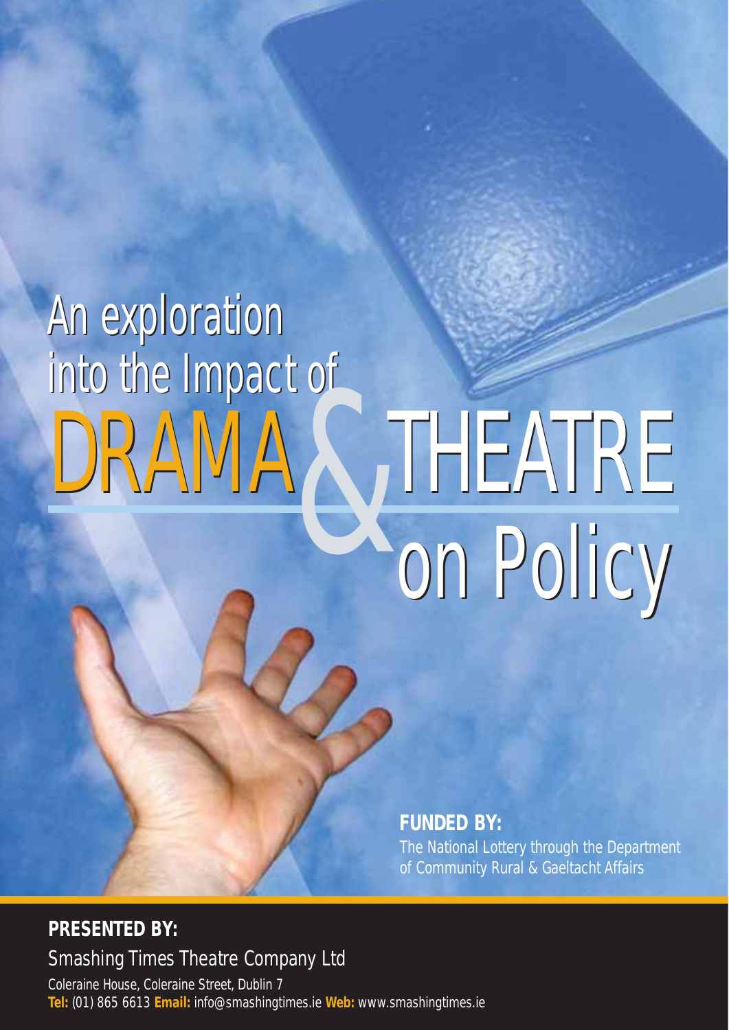# An exploration into the Impact of DRAMA & THEATRE on Policy

**FUNDED BY:**
The National Lottery through the Department of Community Rural & Gaeltacht Affairs

**PRESENTED BY:**

Smashing Times Theatre Company Ltd

Coleraine House, Coleraine Street, Dublin 7
**Tel:** (01) 865 6613 **Email:** info@smashingtimes.ie **Web:** www.smashingtimes.ie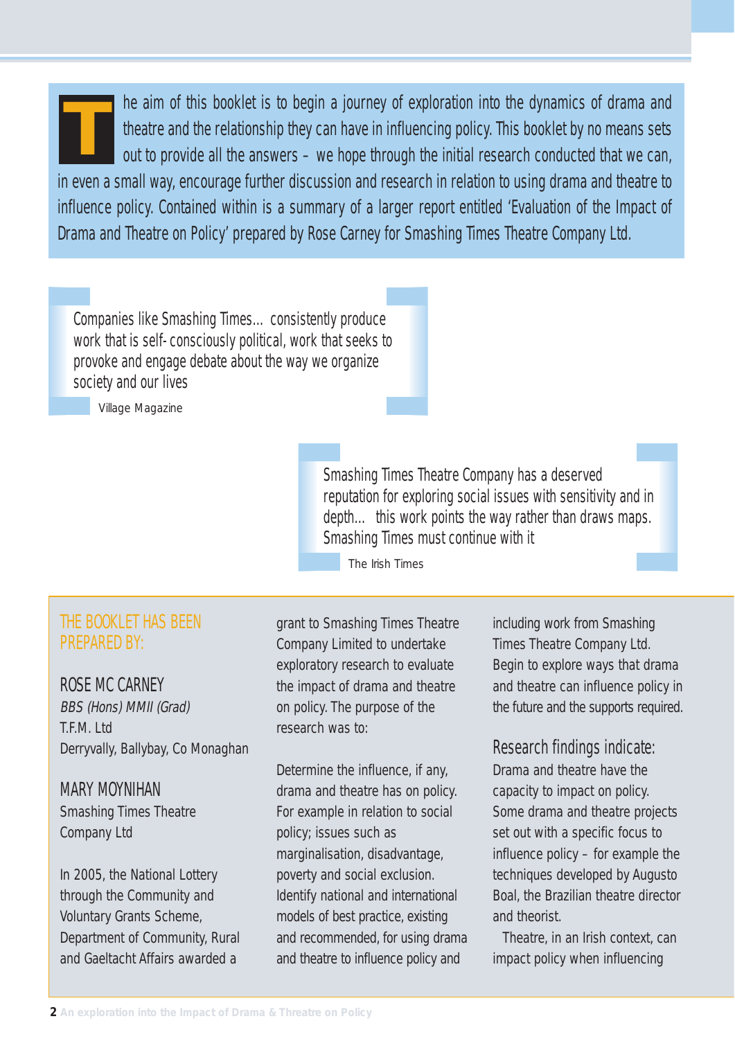The aim of this booklet is to begin a journey of exploration into the dynamics of drama and theatre and the relationship they can have in influencing policy. This booklet by no means sets out to provide all the answers – we hope through the initial research conducted that we can, in even a small way, encourage further discussion and research in relation to using drama and theatre to influence policy. Contained within is a summary of a larger report entitled 'Evaluation of the Impact of Drama and Theatre on Policy' prepared by Rose Carney for Smashing Times Theatre Company Ltd.

> Companies like Smashing Times... consistently produce work that is self-consciously political, work that seeks to provoke and engage debate about the way we organize society and our lives
>
> Village Magazine

> Smashing Times Theatre Company has a deserved reputation for exploring social issues with sensitivity and in depth... this work points the way rather than draws maps. Smashing Times must continue with it
>
> The Irish Times

## THE BOOKLET HAS BEEN PREPARED BY:

ROSE MC CARNEY
*BBS (Hons) MMII (Grad)*
T.F.M. Ltd
Derryvally, Ballybay, Co Monaghan

MARY MOYNIHAN
Smashing Times Theatre Company Ltd

In 2005, the National Lottery through the Community and Voluntary Grants Scheme, Department of Community, Rural and Gaeltacht Affairs awarded a grant to Smashing Times Theatre Company Limited to undertake exploratory research to evaluate the impact of drama and theatre on policy. The purpose of the research was to:

Determine the influence, if any, drama and theatre has on policy. For example in relation to social policy; issues such as marginalisation, disadvantage, poverty and social exclusion.
Identify national and international models of best practice, existing and recommended, for using drama and theatre to influence policy and including work from Smashing Times Theatre Company Ltd.
Begin to explore ways that drama and theatre can influence policy in the future and the supports required.

### Research findings indicate:

Drama and theatre have the capacity to impact on policy.
Some drama and theatre projects set out with a specific focus to influence policy – for example the techniques developed by Augusto Boal, the Brazilian theatre director and theorist.

Theatre, in an Irish context, can impact policy when influencing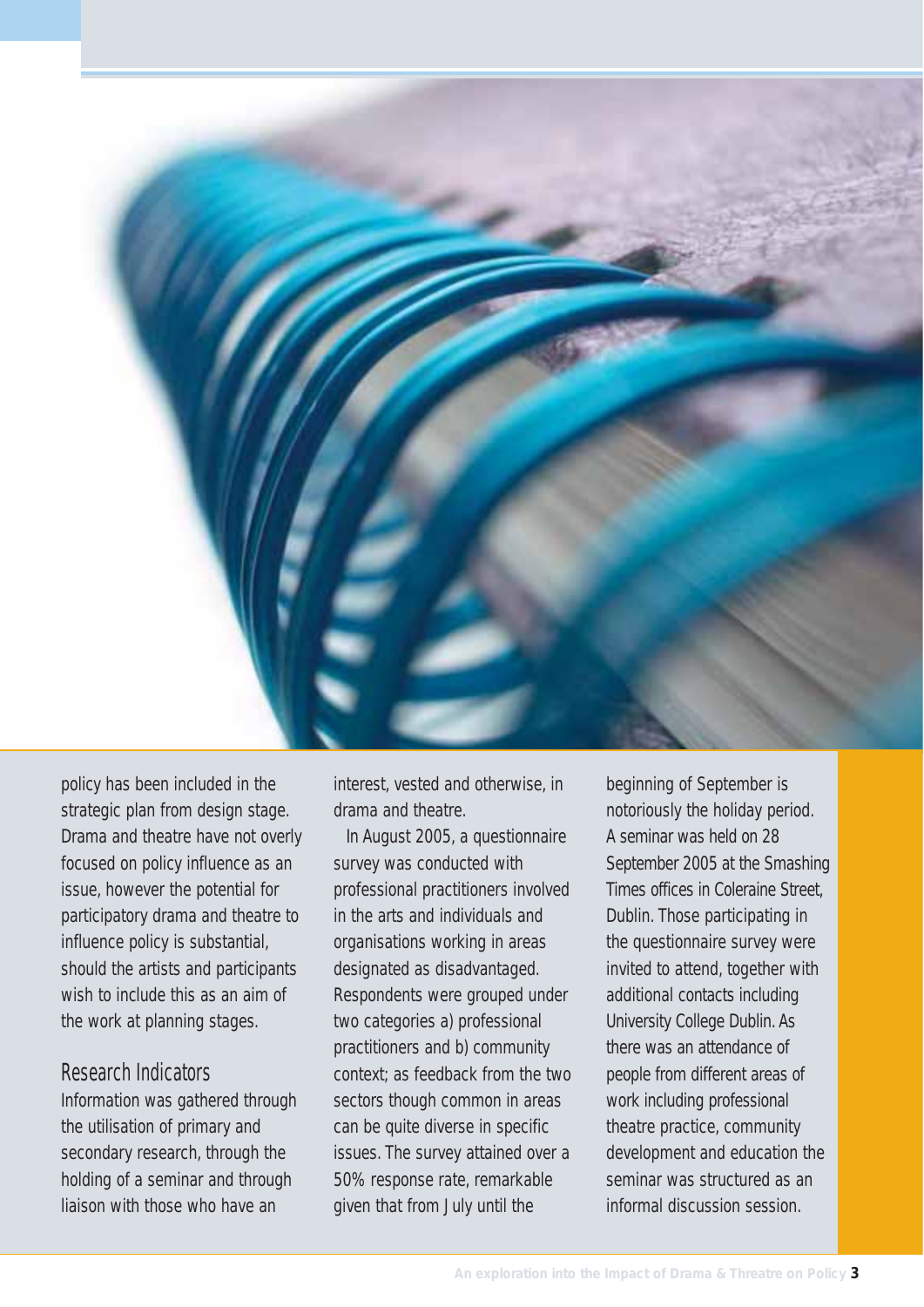policy has been included in the strategic plan from design stage. Drama and theatre have not overly focused on policy influence as an issue, however the potential for participatory drama and theatre to influence policy is substantial, should the artists and participants wish to include this as an aim of the work at planning stages.

## Research Indicators

Information was gathered through the utilisation of primary and secondary research, through the holding of a seminar and through liaison with those who have an interest, vested and otherwise, in drama and theatre.

In August 2005, a questionnaire survey was conducted with professional practitioners involved in the arts and individuals and organisations working in areas designated as disadvantaged. Respondents were grouped under two categories a) professional practitioners and b) community context; as feedback from the two sectors though common in areas can be quite diverse in specific issues. The survey attained over a 50% response rate, remarkable given that from July until the beginning of September is notoriously the holiday period. A seminar was held on 28 September 2005 at the Smashing Times offices in Coleraine Street, Dublin. Those participating in the questionnaire survey were invited to attend, together with additional contacts including University College Dublin. As there was an attendance of people from different areas of work including professional theatre practice, community development and education the seminar was structured as an informal discussion session.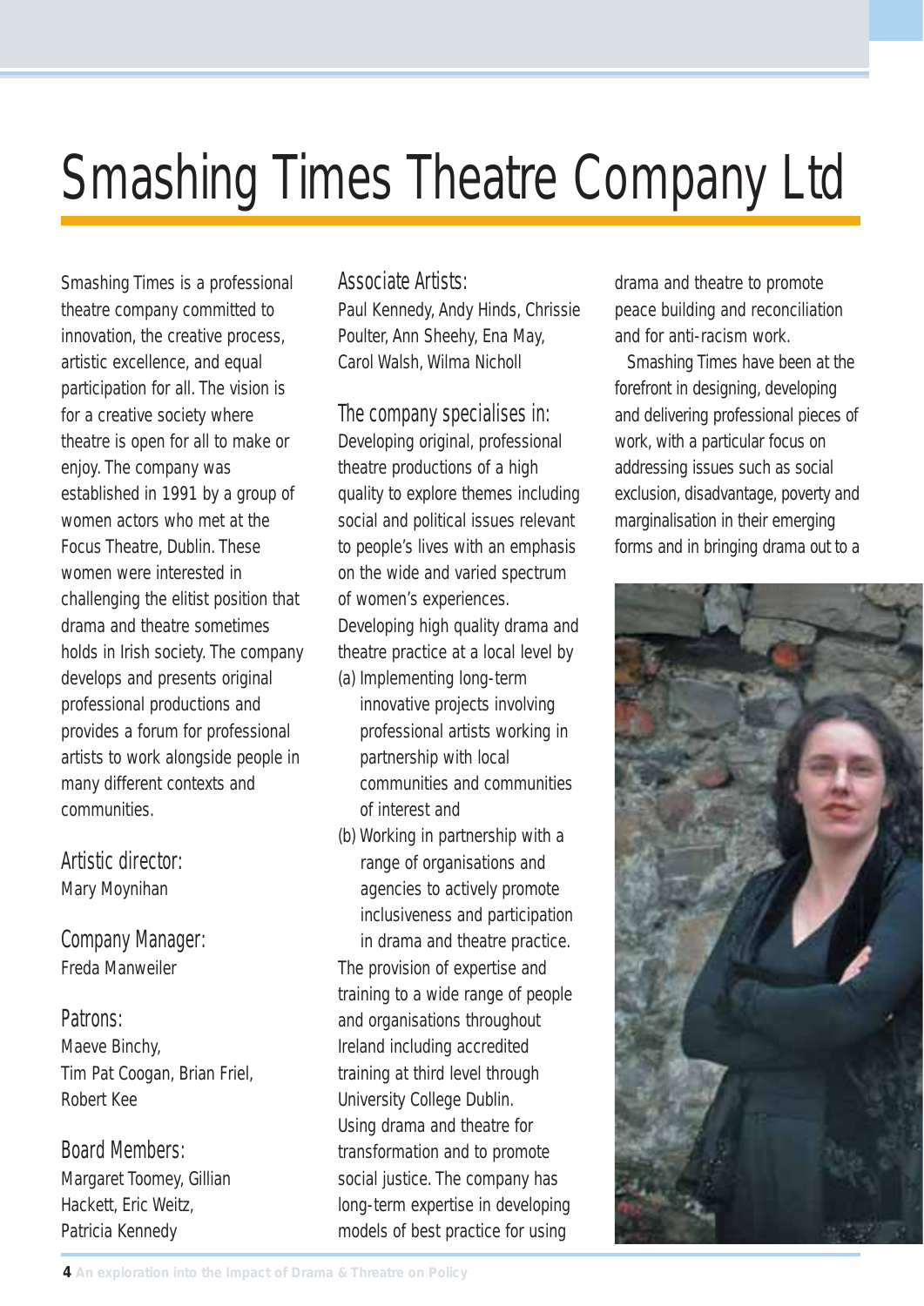# Smashing Times Theatre Company Ltd

Smashing Times is a professional theatre company committed to innovation, the creative process, artistic excellence, and equal participation for all. The vision is for a creative society where theatre is open for all to make or enjoy. The company was established in 1991 by a group of women actors who met at the Focus Theatre, Dublin. These women were interested in challenging the elitist position that drama and theatre sometimes holds in Irish society. The company develops and presents original professional productions and provides a forum for professional artists to work alongside people in many different contexts and communities.

## Artistic director:

Mary Moynihan

## Company Manager:

Freda Manweiler

## Patrons:

Maeve Binchy,
Tim Pat Coogan, Brian Friel,
Robert Kee

## Board Members:

Margaret Toomey, Gillian Hackett, Eric Weitz,
Patricia Kennedy

## Associate Artists:

Paul Kennedy, Andy Hinds, Chrissie Poulter, Ann Sheehy, Ena May, Carol Walsh, Wilma Nicholl

## The company specialises in:

Developing original, professional theatre productions of a high quality to explore themes including social and political issues relevant to people's lives with an emphasis on the wide and varied spectrum of women's experiences.

Developing high quality drama and theatre practice at a local level by

(a) Implementing long-term innovative projects involving professional artists working in partnership with local communities and communities of interest and

(b) Working in partnership with a range of organisations and agencies to actively promote inclusiveness and participation in drama and theatre practice.

The provision of expertise and training to a wide range of people and organisations throughout Ireland including accredited training at third level through University College Dublin.

Using drama and theatre for transformation and to promote social justice. The company has long-term expertise in developing models of best practice for using drama and theatre to promote peace building and reconciliation and for anti-racism work.

Smashing Times have been at the forefront in designing, developing and delivering professional pieces of work, with a particular focus on addressing issues such as social exclusion, disadvantage, poverty and marginalisation in their emerging forms and in bringing drama out to a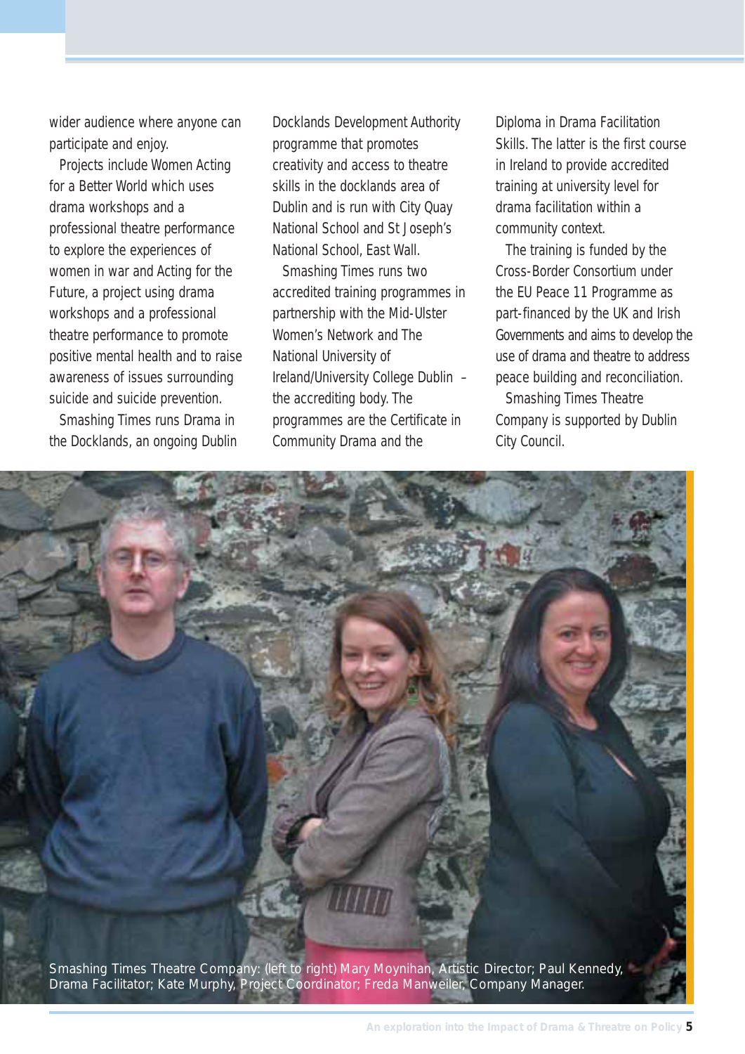wider audience where anyone can participate and enjoy.

Projects include Women Acting for a Better World which uses drama workshops and a professional theatre performance to explore the experiences of women in war and Acting for the Future, a project using drama workshops and a professional theatre performance to promote positive mental health and to raise awareness of issues surrounding suicide and suicide prevention.

Smashing Times runs Drama in the Docklands, an ongoing Dublin Docklands Development Authority programme that promotes creativity and access to theatre skills in the docklands area of Dublin and is run with City Quay National School and St Joseph's National School, East Wall.

Smashing Times runs two accredited training programmes in partnership with the Mid-Ulster Women's Network and The National University of Ireland/University College Dublin – the accrediting body. The programmes are the Certificate in Community Drama and the Diploma in Drama Facilitation Skills. The latter is the first course in Ireland to provide accredited training at university level for drama facilitation within a community context.

The training is funded by the Cross-Border Consortium under the EU Peace 11 Programme as part-financed by the UK and Irish Governments and aims to develop the use of drama and theatre to address peace building and reconciliation.

Smashing Times Theatre Company is supported by Dublin City Council.

Smashing Times Theatre Company: (left to right) Mary Moynihan, Artistic Director; Paul Kennedy, Drama Facilitator; Kate Murphy, Project Coordinator; Freda Manweiler, Company Manager.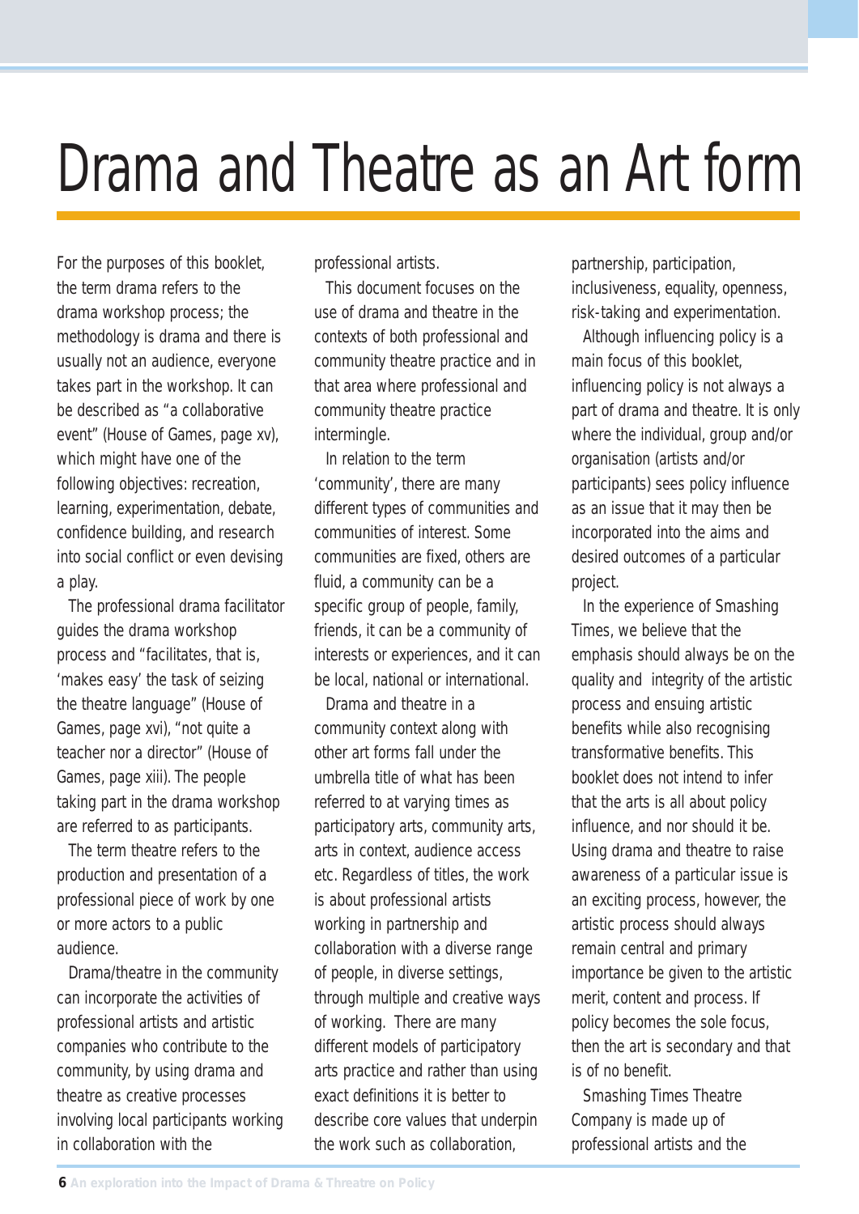# Drama and Theatre as an Art form

For the purposes of this booklet, the term drama refers to the drama workshop process; the methodology is drama and there is usually not an audience, everyone takes part in the workshop. It can be described as "a collaborative event" (House of Games, page xv), which might have one of the following objectives: recreation, learning, experimentation, debate, confidence building, and research into social conflict or even devising a play.

The professional drama facilitator guides the drama workshop process and "facilitates, that is, 'makes easy' the task of seizing the theatre language" (House of Games, page xvi), "not quite a teacher nor a director" (House of Games, page xiii). The people taking part in the drama workshop are referred to as participants.

The term theatre refers to the production and presentation of a professional piece of work by one or more actors to a public audience.

Drama/theatre in the community can incorporate the activities of professional artists and artistic companies who contribute to the community, by using drama and theatre as creative processes involving local participants working in collaboration with the professional artists.

This document focuses on the use of drama and theatre in the contexts of both professional and community theatre practice and in that area where professional and community theatre practice intermingle.

In relation to the term 'community', there are many different types of communities and communities of interest. Some communities are fixed, others are fluid, a community can be a specific group of people, family, friends, it can be a community of interests or experiences, and it can be local, national or international.

Drama and theatre in a community context along with other art forms fall under the umbrella title of what has been referred to at varying times as participatory arts, community arts, arts in context, audience access etc. Regardless of titles, the work is about professional artists working in partnership and collaboration with a diverse range of people, in diverse settings, through multiple and creative ways of working. There are many different models of participatory arts practice and rather than using exact definitions it is better to describe core values that underpin the work such as collaboration, partnership, participation, inclusiveness, equality, openness, risk-taking and experimentation.

Although influencing policy is a main focus of this booklet, influencing policy is not always a part of drama and theatre. It is only where the individual, group and/or organisation (artists and/or participants) sees policy influence as an issue that it may then be incorporated into the aims and desired outcomes of a particular project.

In the experience of Smashing Times, we believe that the emphasis should always be on the quality and integrity of the artistic process and ensuing artistic benefits while also recognising transformative benefits. This booklet does not intend to infer that the arts is all about policy influence, and nor should it be. Using drama and theatre to raise awareness of a particular issue is an exciting process, however, the artistic process should always remain central and primary importance be given to the artistic merit, content and process. If policy becomes the sole focus, then the art is secondary and that is of no benefit.

Smashing Times Theatre Company is made up of professional artists and the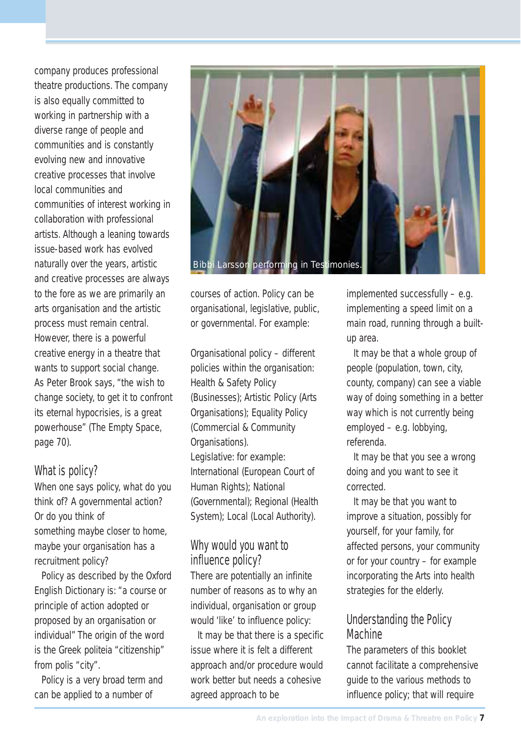company produces professional theatre productions. The company is also equally committed to working in partnership with a diverse range of people and communities and is constantly evolving new and innovative creative processes that involve local communities and communities of interest working in collaboration with professional artists. Although a leaning towards issue-based work has evolved naturally over the years, artistic and creative processes are always to the fore as we are primarily an arts organisation and the artistic process must remain central. However, there is a powerful creative energy in a theatre that wants to support social change. As Peter Brook says, "the wish to change society, to get it to confront its eternal hypocrisies, is a great powerhouse" (The Empty Space, page 70).

Bibbi Larsson performing in Testimonies.

## What is policy?

When one says policy, what do you think of? A governmental action? Or do you think of something maybe closer to home, maybe your organisation has a recruitment policy?

Policy as described by the Oxford English Dictionary is: "a course or principle of action adopted or proposed by an organisation or individual" The origin of the word is the Greek politeia "citizenship" from polis "city".

Policy is a very broad term and can be applied to a number of courses of action. Policy can be organisational, legislative, public, or governmental. For example:

Organisational policy – different policies within the organisation: Health & Safety Policy (Businesses); Artistic Policy (Arts Organisations); Equality Policy (Commercial & Community Organisations).
Legislative: for example: International (European Court of Human Rights); National (Governmental); Regional (Health System); Local (Local Authority).

## Why would you want to influence policy?

There are potentially an infinite number of reasons as to why an individual, organisation or group would 'like' to influence policy:

It may be that there is a specific issue where it is felt a different approach and/or procedure would work better but needs a cohesive agreed approach to be implemented successfully – e.g. implementing a speed limit on a main road, running through a built-up area.

It may be that a whole group of people (population, town, city, county, company) can see a viable way of doing something in a better way which is not currently being employed – e.g. lobbying, referenda.

It may be that you see a wrong doing and you want to see it corrected.

It may be that you want to improve a situation, possibly for yourself, for your family, for affected persons, your community or for your country – for example incorporating the Arts into health strategies for the elderly.

## Understanding the Policy Machine

The parameters of this booklet cannot facilitate a comprehensive guide to the various methods to influence policy; that will require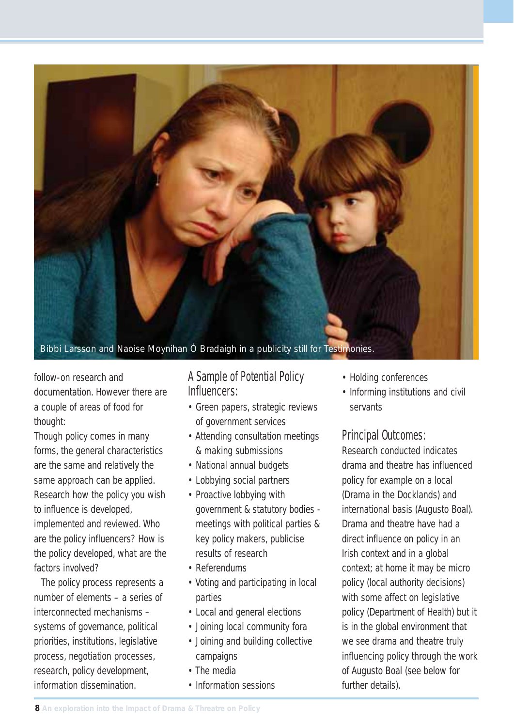Bibbi Larsson and Naoise Moynihan Ó Bradaigh in a publicity still for Testimonies.

follow-on research and documentation. However there are a couple of areas of food for thought:

Though policy comes in many forms, the general characteristics are the same and relatively the same approach can be applied. Research how the policy you wish to influence is developed, implemented and reviewed. Who are the policy influencers? How is the policy developed, what are the factors involved?

The policy process represents a number of elements – a series of interconnected mechanisms – systems of governance, political priorities, institutions, legislative process, negotiation processes, research, policy development, information dissemination.

## A Sample of Potential Policy Influencers:

- Green papers, strategic reviews of government services
- Attending consultation meetings & making submissions
- National annual budgets
- Lobbying social partners
- Proactive lobbying with government & statutory bodies - meetings with political parties & key policy makers, publicise results of research
- Referendums
- Voting and participating in local parties
- Local and general elections
- Joining local community fora
- Joining and building collective campaigns
- The media
- Information sessions
- Holding conferences
- Informing institutions and civil servants

## Principal Outcomes:

Research conducted indicates drama and theatre has influenced policy for example on a local (Drama in the Docklands) and international basis (Augusto Boal). Drama and theatre have had a direct influence on policy in an Irish context and in a global context; at home it may be micro policy (local authority decisions) with some affect on legislative policy (Department of Health) but it is in the global environment that we see drama and theatre truly influencing policy through the work of Augusto Boal (see below for further details).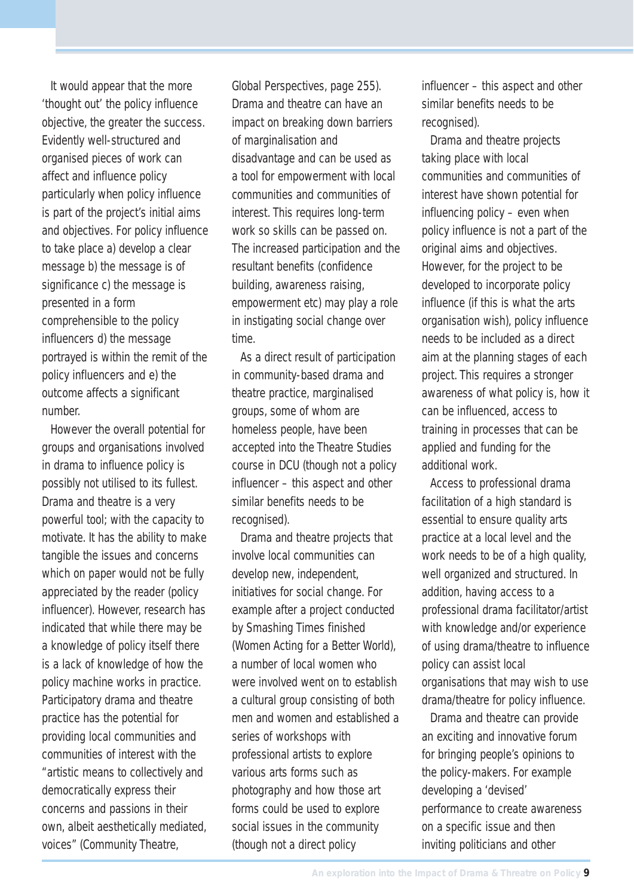It would appear that the more 'thought out' the policy influence objective, the greater the success. Evidently well-structured and organised pieces of work can affect and influence policy particularly when policy influence is part of the project's initial aims and objectives. For policy influence to take place a) develop a clear message b) the message is of significance c) the message is presented in a form comprehensible to the policy influencers d) the message portrayed is within the remit of the policy influencers and e) the outcome affects a significant number.

However the overall potential for groups and organisations involved in drama to influence policy is possibly not utilised to its fullest. Drama and theatre is a very powerful tool; with the capacity to motivate. It has the ability to make tangible the issues and concerns which on paper would not be fully appreciated by the reader (policy influencer). However, research has indicated that while there may be a knowledge of policy itself there is a lack of knowledge of how the policy machine works in practice. Participatory drama and theatre practice has the potential for providing local communities and communities of interest with the "artistic means to collectively and democratically express their concerns and passions in their own, albeit aesthetically mediated, voices" (Community Theatre, Global Perspectives, page 255). Drama and theatre can have an impact on breaking down barriers of marginalisation and disadvantage and can be used as a tool for empowerment with local communities and communities of interest. This requires long-term work so skills can be passed on. The increased participation and the resultant benefits (confidence building, awareness raising, empowerment etc) may play a role in instigating social change over time.

As a direct result of participation in community-based drama and theatre practice, marginalised groups, some of whom are homeless people, have been accepted into the Theatre Studies course in DCU (though not a policy influencer – this aspect and other similar benefits needs to be recognised).

Drama and theatre projects that involve local communities can develop new, independent, initiatives for social change. For example after a project conducted by Smashing Times finished (Women Acting for a Better World), a number of local women who were involved went on to establish a cultural group consisting of both men and women and established a series of workshops with professional artists to explore various arts forms such as photography and how those art forms could be used to explore social issues in the community (though not a direct policy influencer – this aspect and other similar benefits needs to be recognised).

Drama and theatre projects taking place with local communities and communities of interest have shown potential for influencing policy – even when policy influence is not a part of the original aims and objectives. However, for the project to be developed to incorporate policy influence (if this is what the arts organisation wish), policy influence needs to be included as a direct aim at the planning stages of each project. This requires a stronger awareness of what policy is, how it can be influenced, access to training in processes that can be applied and funding for the additional work.

Access to professional drama facilitation of a high standard is essential to ensure quality arts practice at a local level and the work needs to be of a high quality, well organized and structured. In addition, having access to a professional drama facilitator/artist with knowledge and/or experience of using drama/theatre to influence policy can assist local organisations that may wish to use drama/theatre for policy influence.

Drama and theatre can provide an exciting and innovative forum for bringing people's opinions to the policy-makers. For example developing a 'devised' performance to create awareness on a specific issue and then inviting politicians and other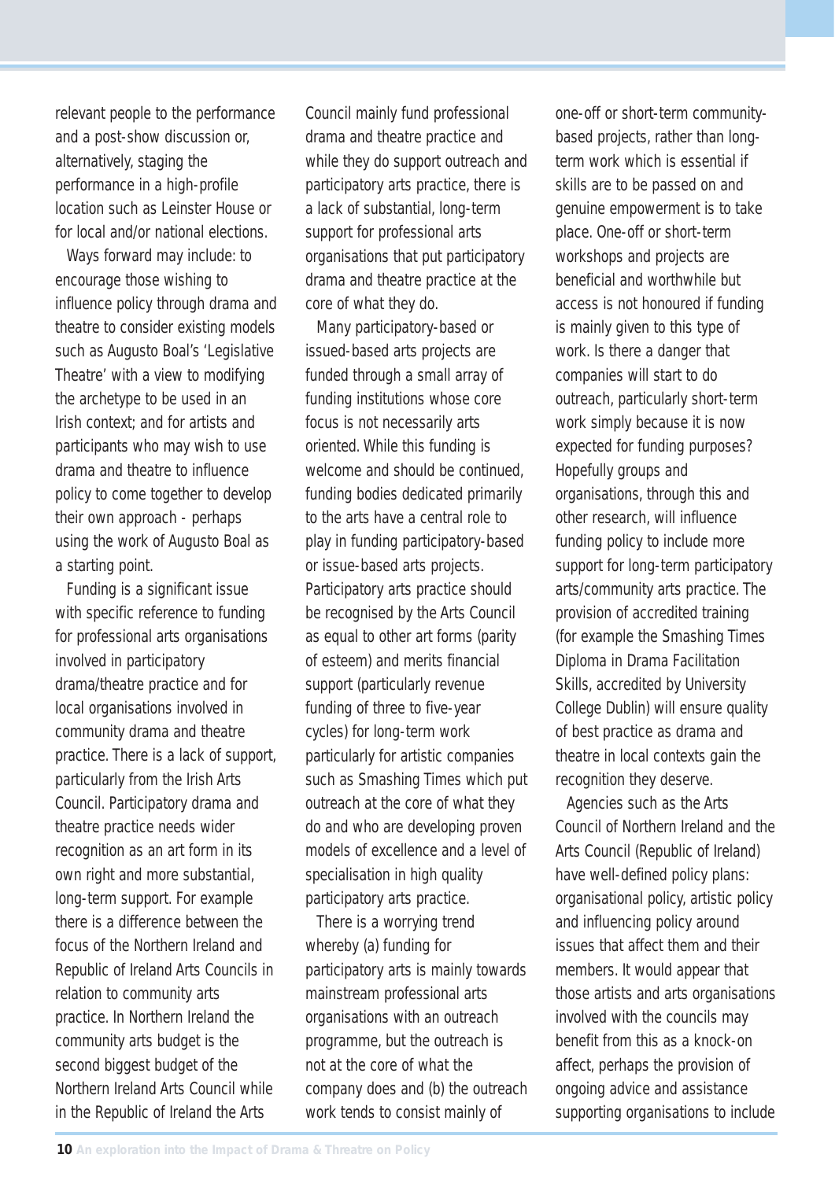relevant people to the performance and a post-show discussion or, alternatively, staging the performance in a high-profile location such as Leinster House or for local and/or national elections.

Ways forward may include: to encourage those wishing to influence policy through drama and theatre to consider existing models such as Augusto Boal's 'Legislative Theatre' with a view to modifying the archetype to be used in an Irish context; and for artists and participants who may wish to use drama and theatre to influence policy to come together to develop their own approach - perhaps using the work of Augusto Boal as a starting point.

Funding is a significant issue with specific reference to funding for professional arts organisations involved in participatory drama/theatre practice and for local organisations involved in community drama and theatre practice. There is a lack of support, particularly from the Irish Arts Council. Participatory drama and theatre practice needs wider recognition as an art form in its own right and more substantial, long-term support. For example there is a difference between the focus of the Northern Ireland and Republic of Ireland Arts Councils in relation to community arts practice. In Northern Ireland the community arts budget is the second biggest budget of the Northern Ireland Arts Council while in the Republic of Ireland the Arts Council mainly fund professional drama and theatre practice and while they do support outreach and participatory arts practice, there is a lack of substantial, long-term support for professional arts organisations that put participatory drama and theatre practice at the core of what they do.

Many participatory-based or issued-based arts projects are funded through a small array of funding institutions whose core focus is not necessarily arts oriented. While this funding is welcome and should be continued, funding bodies dedicated primarily to the arts have a central role to play in funding participatory-based or issue-based arts projects. Participatory arts practice should be recognised by the Arts Council as equal to other art forms (parity of esteem) and merits financial support (particularly revenue funding of three to five-year cycles) for long-term work particularly for artistic companies such as Smashing Times which put outreach at the core of what they do and who are developing proven models of excellence and a level of specialisation in high quality participatory arts practice.

There is a worrying trend whereby (a) funding for participatory arts is mainly towards mainstream professional arts organisations with an outreach programme, but the outreach is not at the core of what the company does and (b) the outreach work tends to consist mainly of one-off or short-term community-based projects, rather than long-term work which is essential if skills are to be passed on and genuine empowerment is to take place. One-off or short-term workshops and projects are beneficial and worthwhile but access is not honoured if funding is mainly given to this type of work. Is there a danger that companies will start to do outreach, particularly short-term work simply because it is now expected for funding purposes? Hopefully groups and organisations, through this and other research, will influence funding policy to include more support for long-term participatory arts/community arts practice. The provision of accredited training (for example the Smashing Times Diploma in Drama Facilitation Skills, accredited by University College Dublin) will ensure quality of best practice as drama and theatre in local contexts gain the recognition they deserve.

Agencies such as the Arts Council of Northern Ireland and the Arts Council (Republic of Ireland) have well-defined policy plans: organisational policy, artistic policy and influencing policy around issues that affect them and their members. It would appear that those artists and arts organisations involved with the councils may benefit from this as a knock-on affect, perhaps the provision of ongoing advice and assistance supporting organisations to include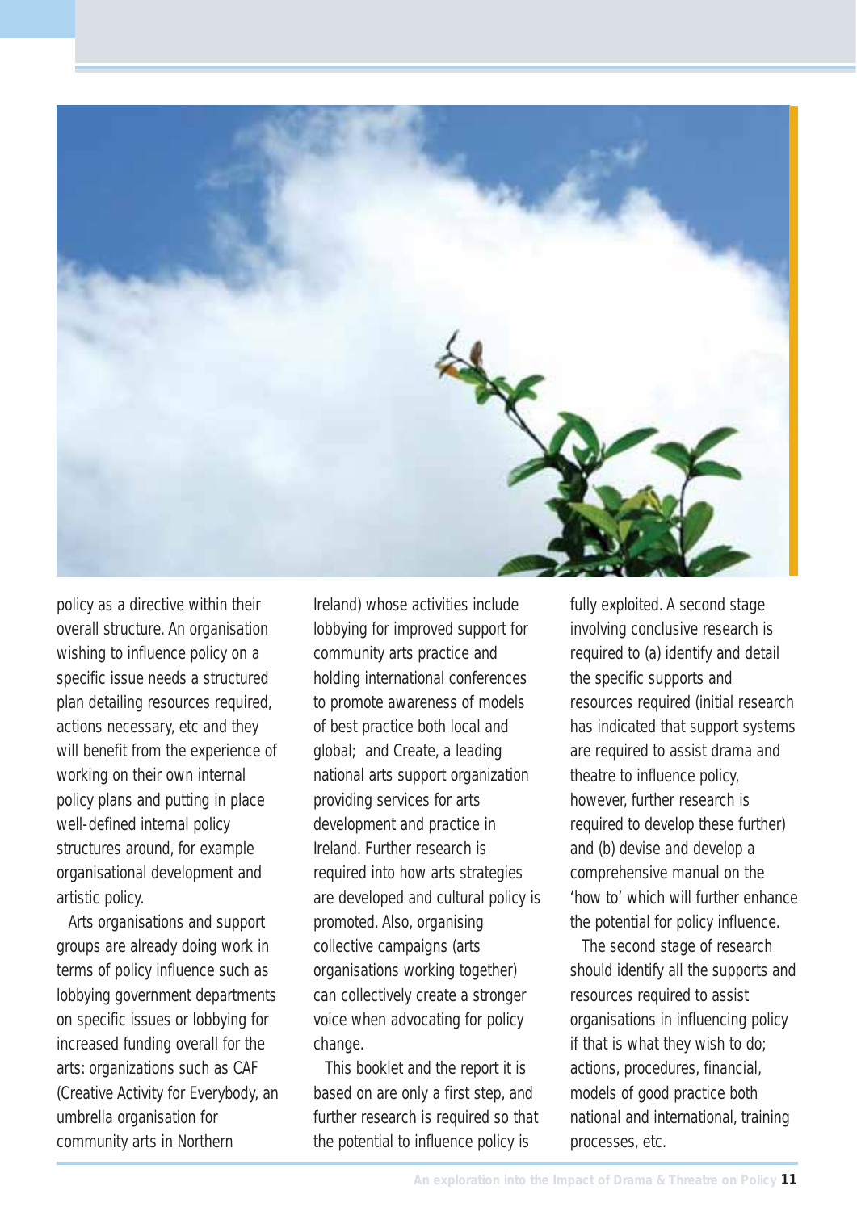policy as a directive within their overall structure. An organisation wishing to influence policy on a specific issue needs a structured plan detailing resources required, actions necessary, etc and they will benefit from the experience of working on their own internal policy plans and putting in place well-defined internal policy structures around, for example organisational development and artistic policy.

Arts organisations and support groups are already doing work in terms of policy influence such as lobbying government departments on specific issues or lobbying for increased funding overall for the arts: organizations such as CAF (Creative Activity for Everybody, an umbrella organisation for community arts in Northern Ireland) whose activities include lobbying for improved support for community arts practice and holding international conferences to promote awareness of models of best practice both local and global; and Create, a leading national arts support organization providing services for arts development and practice in Ireland. Further research is required into how arts strategies are developed and cultural policy is promoted. Also, organising collective campaigns (arts organisations working together) can collectively create a stronger voice when advocating for policy change.

This booklet and the report it is based on are only a first step, and further research is required so that the potential to influence policy is fully exploited. A second stage involving conclusive research is required to (a) identify and detail the specific supports and resources required (initial research has indicated that support systems are required to assist drama and theatre to influence policy, however, further research is required to develop these further) and (b) devise and develop a comprehensive manual on the 'how to' which will further enhance the potential for policy influence.

The second stage of research should identify all the supports and resources required to assist organisations in influencing policy if that is what they wish to do; actions, procedures, financial, models of good practice both national and international, training processes, etc.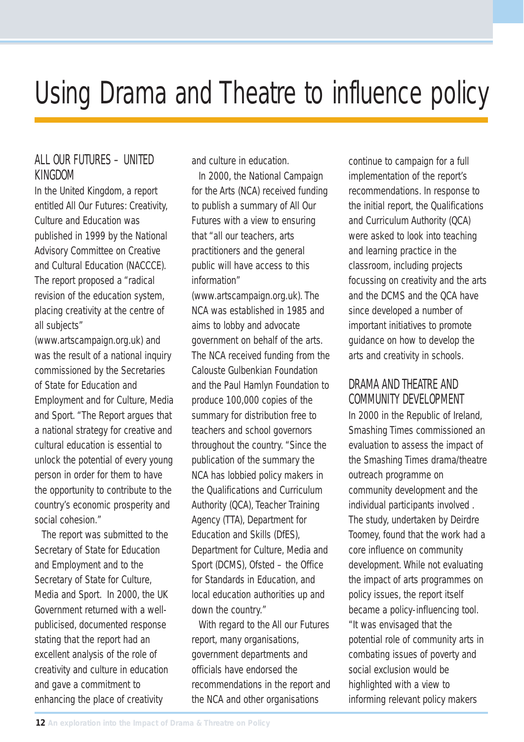# Using Drama and Theatre to influence policy

## ALL OUR FUTURES – UNITED KINGDOM

In the United Kingdom, a report entitled All Our Futures: Creativity, Culture and Education was published in 1999 by the National Advisory Committee on Creative and Cultural Education (NACCCE). The report proposed a "radical revision of the education system, placing creativity at the centre of all subjects" (www.artscampaign.org.uk) and was the result of a national inquiry commissioned by the Secretaries of State for Education and Employment and for Culture, Media and Sport. "The Report argues that a national strategy for creative and cultural education is essential to unlock the potential of every young person in order for them to have the opportunity to contribute to the country's economic prosperity and social cohesion."

The report was submitted to the Secretary of State for Education and Employment and to the Secretary of State for Culture, Media and Sport. In 2000, the UK Government returned with a well-publicised, documented response stating that the report had an excellent analysis of the role of creativity and culture in education and gave a commitment to enhancing the place of creativity and culture in education.

In 2000, the National Campaign for the Arts (NCA) received funding to publish a summary of All Our Futures with a view to ensuring that "all our teachers, arts practitioners and the general public will have access to this information" (www.artscampaign.org.uk). The NCA was established in 1985 and aims to lobby and advocate government on behalf of the arts. The NCA received funding from the Calouste Gulbenkian Foundation and the Paul Hamlyn Foundation to produce 100,000 copies of the summary for distribution free to teachers and school governors throughout the country. "Since the publication of the summary the NCA has lobbied policy makers in the Qualifications and Curriculum Authority (QCA), Teacher Training Agency (TTA), Department for Education and Skills (DfES), Department for Culture, Media and Sport (DCMS), Ofsted – the Office for Standards in Education, and local education authorities up and down the country."

With regard to the All our Futures report, many organisations, government departments and officials have endorsed the recommendations in the report and the NCA and other organisations continue to campaign for a full implementation of the report's recommendations. In response to the initial report, the Qualifications and Curriculum Authority (QCA) were asked to look into teaching and learning practice in the classroom, including projects focussing on creativity and the arts and the DCMS and the QCA have since developed a number of important initiatives to promote guidance on how to develop the arts and creativity in schools.

## DRAMA AND THEATRE AND COMMUNITY DEVELOPMENT

In 2000 in the Republic of Ireland, Smashing Times commissioned an evaluation to assess the impact of the Smashing Times drama/theatre outreach programme on community development and the individual participants involved . The study, undertaken by Deirdre Toomey, found that the work had a core influence on community development. While not evaluating the impact of arts programmes on policy issues, the report itself became a policy-influencing tool. "It was envisaged that the potential role of community arts in combating issues of poverty and social exclusion would be highlighted with a view to informing relevant policy makers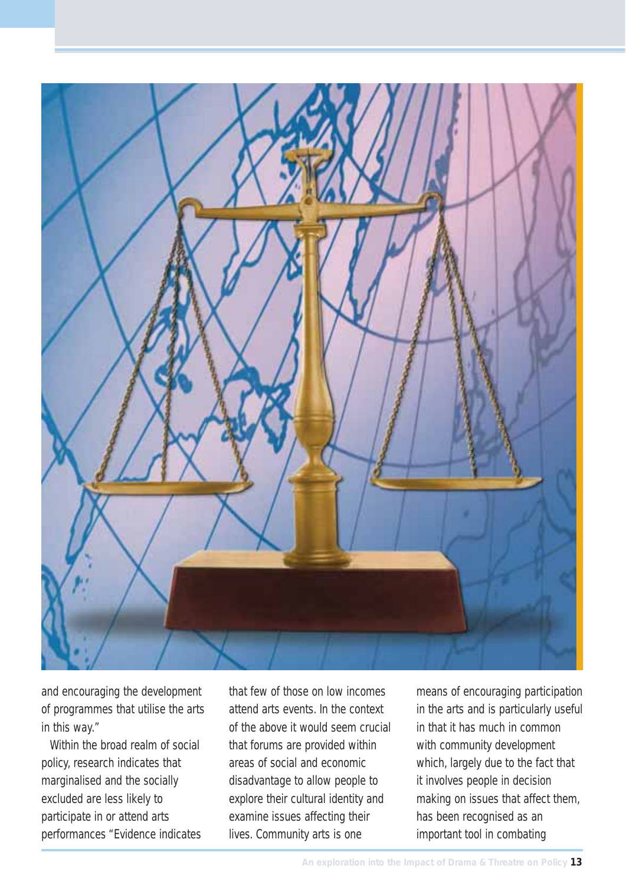and encouraging the development of programmes that utilise the arts in this way."

Within the broad realm of social policy, research indicates that marginalised and the socially excluded are less likely to participate in or attend arts performances "Evidence indicates that few of those on low incomes attend arts events. In the context of the above it would seem crucial that forums are provided within areas of social and economic disadvantage to allow people to explore their cultural identity and examine issues affecting their lives. Community arts is one means of encouraging participation in the arts and is particularly useful in that it has much in common with community development which, largely due to the fact that it involves people in decision making on issues that affect them, has been recognised as an important tool in combating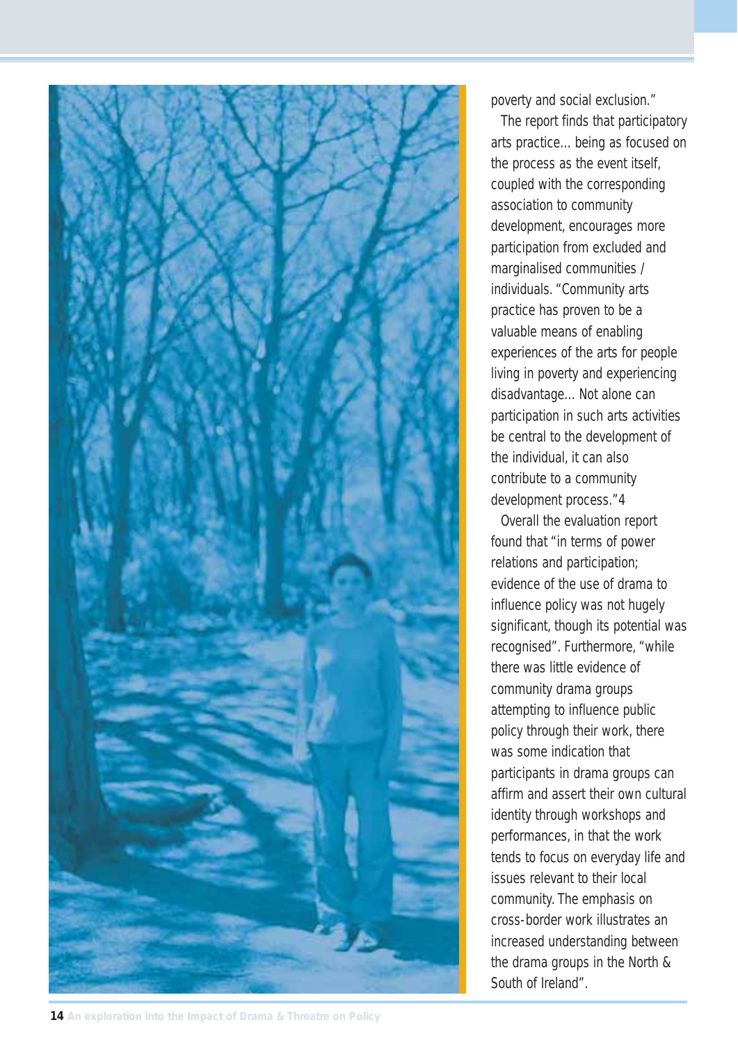poverty and social exclusion."

The report finds that participatory arts practice… being as focused on the process as the event itself, coupled with the corresponding association to community development, encourages more participation from excluded and marginalised communities / individuals. "Community arts practice has proven to be a valuable means of enabling experiences of the arts for people living in poverty and experiencing disadvantage… Not alone can participation in such arts activities be central to the development of the individual, it can also contribute to a community development process."4

Overall the evaluation report found that "in terms of power relations and participation; evidence of the use of drama to influence policy was not hugely significant, though its potential was recognised". Furthermore, "while there was little evidence of community drama groups attempting to influence public policy through their work, there was some indication that participants in drama groups can affirm and assert their own cultural identity through workshops and performances, in that the work tends to focus on everyday life and issues relevant to their local community. The emphasis on cross-border work illustrates an increased understanding between the drama groups in the North & South of Ireland".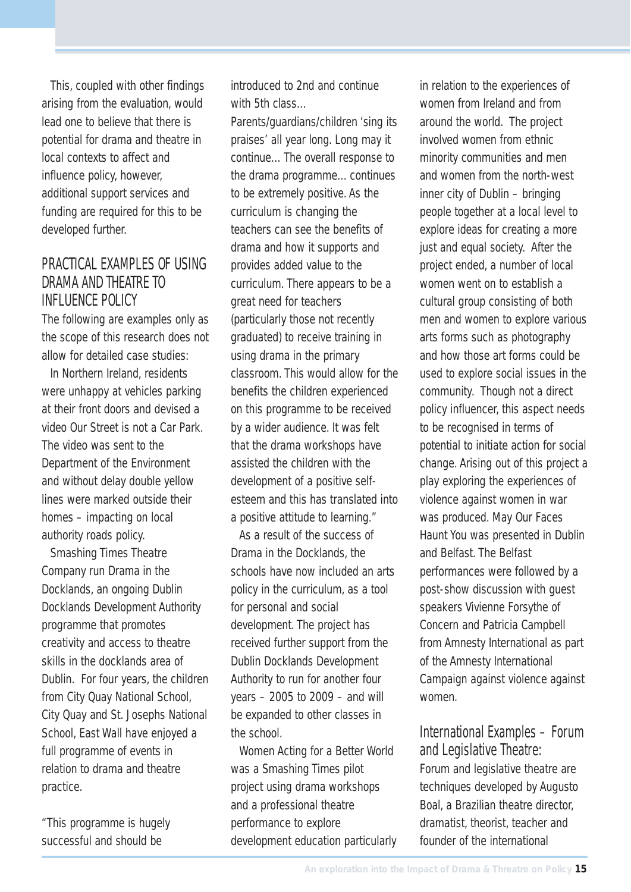This, coupled with other findings arising from the evaluation, would lead one to believe that there is potential for drama and theatre in local contexts to affect and influence policy, however, additional support services and funding are required for this to be developed further.

## PRACTICAL EXAMPLES OF USING DRAMA AND THEATRE TO INFLUENCE POLICY

The following are examples only as the scope of this research does not allow for detailed case studies:

In Northern Ireland, residents were unhappy at vehicles parking at their front doors and devised a video Our Street is not a Car Park. The video was sent to the Department of the Environment and without delay double yellow lines were marked outside their homes – impacting on local authority roads policy.

Smashing Times Theatre Company run Drama in the Docklands, an ongoing Dublin Docklands Development Authority programme that promotes creativity and access to theatre skills in the docklands area of Dublin. For four years, the children from City Quay National School, City Quay and St. Josephs National School, East Wall have enjoyed a full programme of events in relation to drama and theatre practice.

"This programme is hugely successful and should be introduced to 2nd and continue with 5th class... Parents/guardians/children 'sing its praises' all year long. Long may it continue... The overall response to the drama programme... continues to be extremely positive. As the curriculum is changing the teachers can see the benefits of drama and how it supports and provides added value to the curriculum. There appears to be a great need for teachers (particularly those not recently graduated) to receive training in using drama in the primary classroom. This would allow for the benefits the children experienced on this programme to be received by a wider audience. It was felt that the drama workshops have assisted the children with the development of a positive self-esteem and this has translated into a positive attitude to learning."

As a result of the success of Drama in the Docklands, the schools have now included an arts policy in the curriculum, as a tool for personal and social development. The project has received further support from the Dublin Docklands Development Authority to run for another four years – 2005 to 2009 – and will be expanded to other classes in the school.

Women Acting for a Better World was a Smashing Times pilot project using drama workshops and a professional theatre performance to explore development education particularly in relation to the experiences of women from Ireland and from around the world. The project involved women from ethnic minority communities and men and women from the north-west inner city of Dublin – bringing people together at a local level to explore ideas for creating a more just and equal society. After the project ended, a number of local women went on to establish a cultural group consisting of both men and women to explore various arts forms such as photography and how those art forms could be used to explore social issues in the community. Though not a direct policy influencer, this aspect needs to be recognised in terms of potential to initiate action for social change. Arising out of this project a play exploring the experiences of violence against women in war was produced. May Our Faces Haunt You was presented in Dublin and Belfast. The Belfast performances were followed by a post-show discussion with guest speakers Vivienne Forsythe of Concern and Patricia Campbell from Amnesty International as part of the Amnesty International Campaign against violence against women.

### International Examples – Forum and Legislative Theatre:

Forum and legislative theatre are techniques developed by Augusto Boal, a Brazilian theatre director, dramatist, theorist, teacher and founder of the international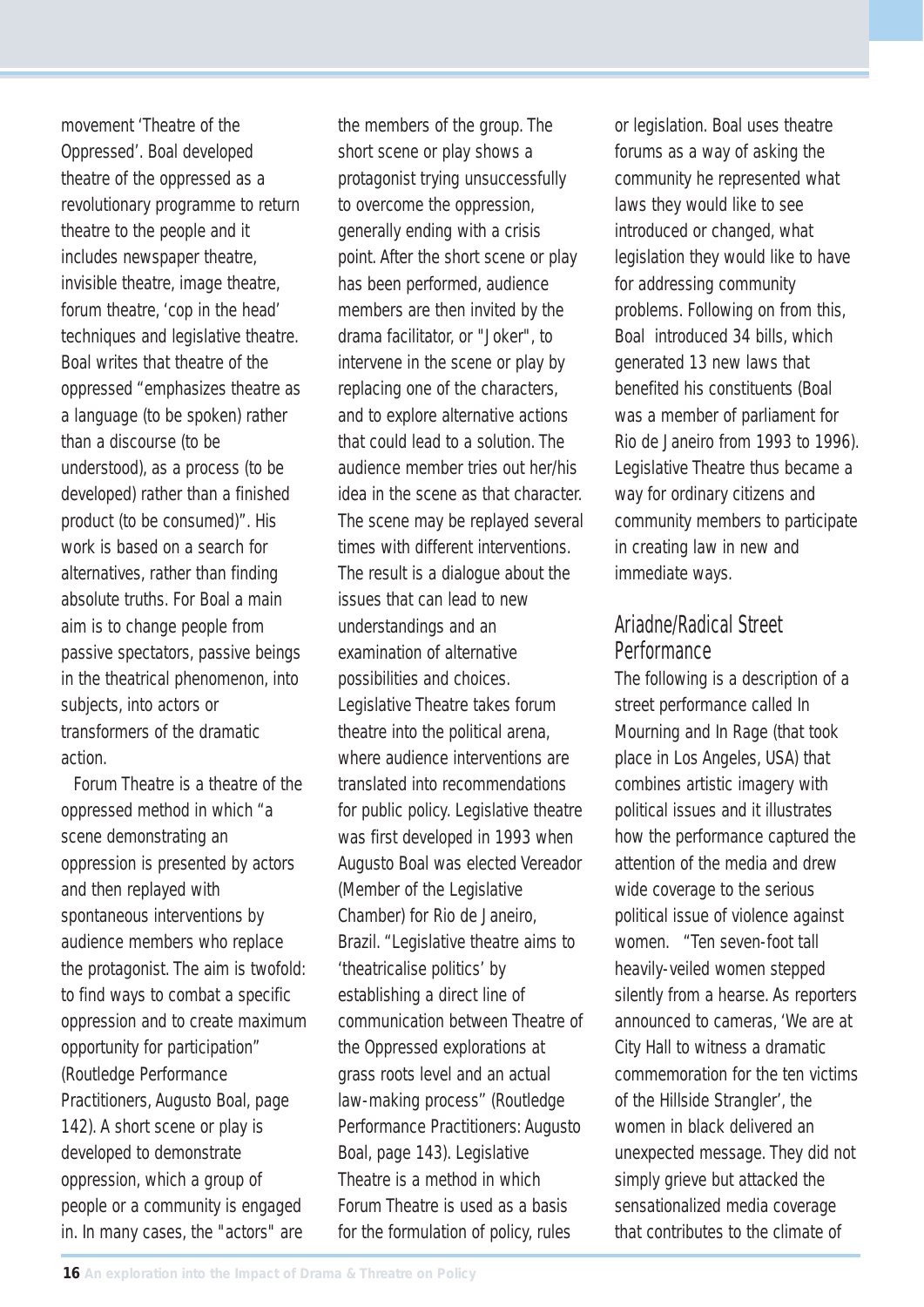movement 'Theatre of the Oppressed'. Boal developed theatre of the oppressed as a revolutionary programme to return theatre to the people and it includes newspaper theatre, invisible theatre, image theatre, forum theatre, 'cop in the head' techniques and legislative theatre. Boal writes that theatre of the oppressed "emphasizes theatre as a language (to be spoken) rather than a discourse (to be understood), as a process (to be developed) rather than a finished product (to be consumed)". His work is based on a search for alternatives, rather than finding absolute truths. For Boal a main aim is to change people from passive spectators, passive beings in the theatrical phenomenon, into subjects, into actors or transformers of the dramatic action.

Forum Theatre is a theatre of the oppressed method in which "a scene demonstrating an oppression is presented by actors and then replayed with spontaneous interventions by audience members who replace the protagonist. The aim is twofold: to find ways to combat a specific oppression and to create maximum opportunity for participation" (Routledge Performance Practitioners, Augusto Boal, page 142). A short scene or play is developed to demonstrate oppression, which a group of people or a community is engaged in. In many cases, the "actors" are the members of the group. The short scene or play shows a protagonist trying unsuccessfully to overcome the oppression, generally ending with a crisis point. After the short scene or play has been performed, audience members are then invited by the drama facilitator, or "Joker", to intervene in the scene or play by replacing one of the characters, and to explore alternative actions that could lead to a solution. The audience member tries out her/his idea in the scene as that character. The scene may be replayed several times with different interventions. The result is a dialogue about the issues that can lead to new understandings and an examination of alternative possibilities and choices. Legislative Theatre takes forum theatre into the political arena, where audience interventions are translated into recommendations for public policy. Legislative theatre was first developed in 1993 when Augusto Boal was elected Vereador (Member of the Legislative Chamber) for Rio de Janeiro, Brazil. "Legislative theatre aims to 'theatricalise politics' by establishing a direct line of communication between Theatre of the Oppressed explorations at grass roots level and an actual law-making process" (Routledge Performance Practitioners: Augusto Boal, page 143). Legislative Theatre is a method in which Forum Theatre is used as a basis for the formulation of policy, rules or legislation. Boal uses theatre forums as a way of asking the community he represented what laws they would like to see introduced or changed, what legislation they would like to have for addressing community problems. Following on from this, Boal introduced 34 bills, which generated 13 new laws that benefited his constituents (Boal was a member of parliament for Rio de Janeiro from 1993 to 1996). Legislative Theatre thus became a way for ordinary citizens and community members to participate in creating law in new and immediate ways.

## Ariadne/Radical Street Performance

The following is a description of a street performance called In Mourning and In Rage (that took place in Los Angeles, USA) that combines artistic imagery with political issues and it illustrates how the performance captured the attention of the media and drew wide coverage to the serious political issue of violence against women. "Ten seven-foot tall heavily-veiled women stepped silently from a hearse. As reporters announced to cameras, 'We are at City Hall to witness a dramatic commemoration for the ten victims of the Hillside Strangler', the women in black delivered an unexpected message. They did not simply grieve but attacked the sensationalized media coverage that contributes to the climate of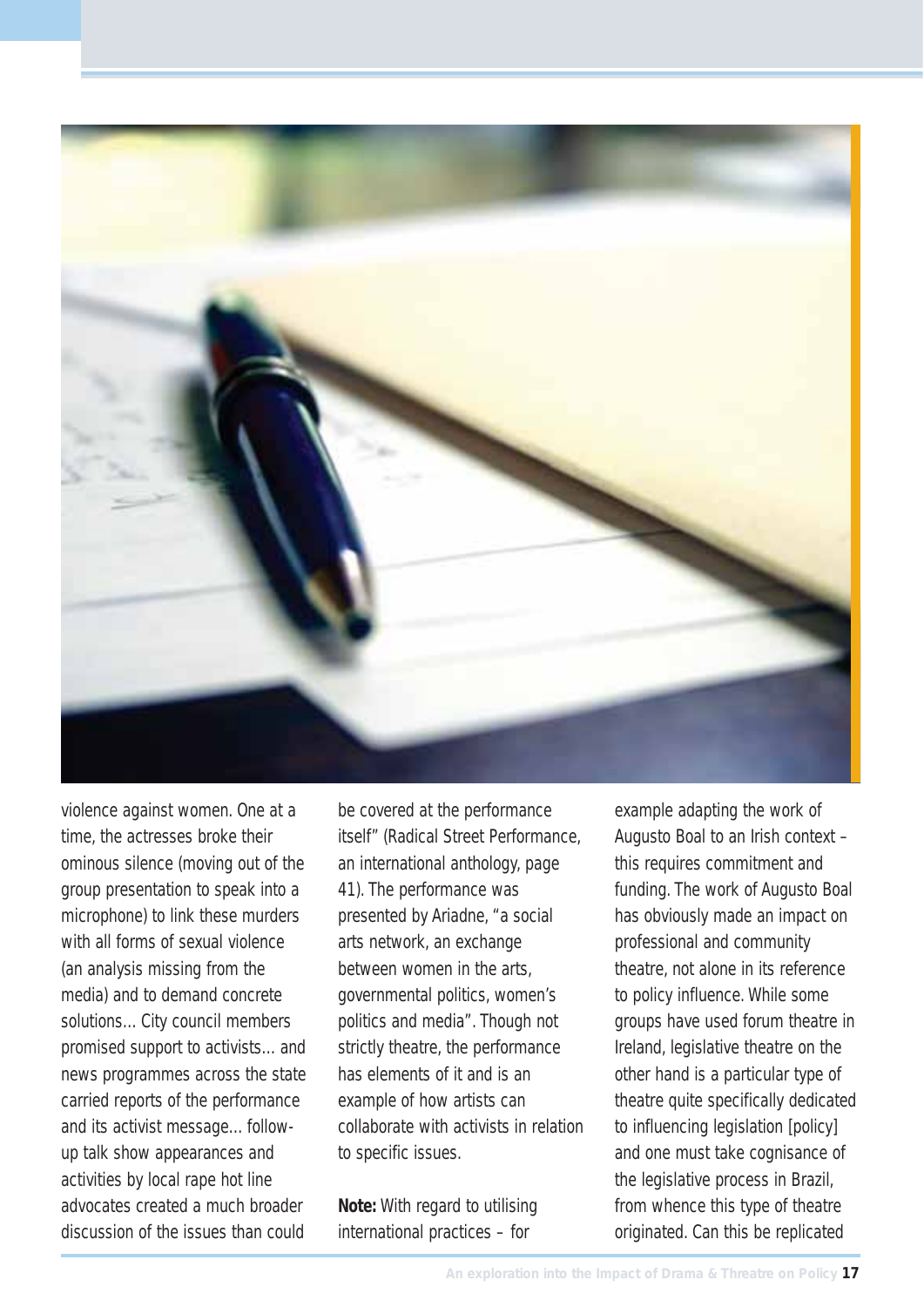violence against women. One at a time, the actresses broke their ominous silence (moving out of the group presentation to speak into a microphone) to link these murders with all forms of sexual violence (an analysis missing from the media) and to demand concrete solutions... City council members promised support to activists... and news programmes across the state carried reports of the performance and its activist message... follow-up talk show appearances and activities by local rape hot line advocates created a much broader discussion of the issues than could be covered at the performance itself" (Radical Street Performance, an international anthology, page 41). The performance was presented by Ariadne, "a social arts network, an exchange between women in the arts, governmental politics, women's politics and media". Though not strictly theatre, the performance has elements of it and is an example of how artists can collaborate with activists in relation to specific issues.

**Note:** With regard to utilising international practices – for example adapting the work of Augusto Boal to an Irish context – this requires commitment and funding. The work of Augusto Boal has obviously made an impact on professional and community theatre, not alone in its reference to policy influence. While some groups have used forum theatre in Ireland, legislative theatre on the other hand is a particular type of theatre quite specifically dedicated to influencing legislation [policy] and one must take cognisance of the legislative process in Brazil, from whence this type of theatre originated. Can this be replicated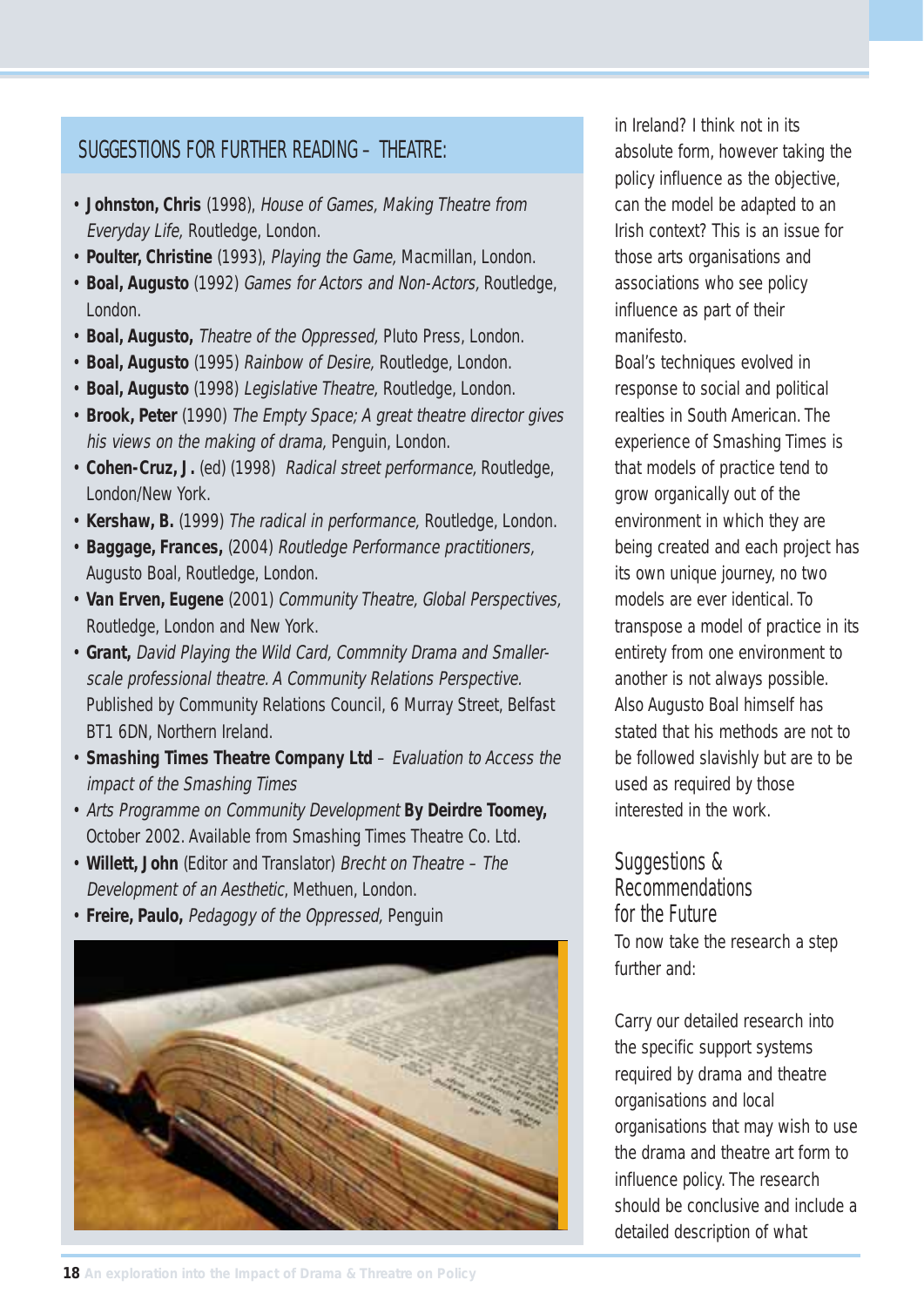## SUGGESTIONS FOR FURTHER READING – THEATRE:

- **Johnston, Chris** (1998), *House of Games, Making Theatre from Everyday Life,* Routledge, London.
- **Poulter, Christine** (1993), *Playing the Game,* Macmillan, London.
- **Boal, Augusto** (1992) *Games for Actors and Non-Actors,* Routledge, London.
- **Boal, Augusto,** *Theatre of the Oppressed,* Pluto Press, London.
- **Boal, Augusto** (1995) *Rainbow of Desire,* Routledge, London.
- **Boal, Augusto** (1998) *Legislative Theatre,* Routledge, London.
- **Brook, Peter** (1990) *The Empty Space; A great theatre director gives his views on the making of drama,* Penguin, London.
- **Cohen-Cruz, J.** (ed) (1998) *Radical street performance,* Routledge, London/New York.
- **Kershaw, B.** (1999) *The radical in performance,* Routledge, London.
- **Baggage, Frances,** (2004) *Routledge Performance practitioners,* Augusto Boal, Routledge, London.
- **Van Erven, Eugene** (2001) *Community Theatre, Global Perspectives,* Routledge, London and New York.
- **Grant,** *David Playing the Wild Card, Commnity Drama and Smaller-scale professional theatre. A Community Relations Perspective.* Published by Community Relations Council, 6 Murray Street, Belfast BT1 6DN, Northern Ireland.
- **Smashing Times Theatre Company Ltd** – *Evaluation to Access the impact of the Smashing Times*
- *Arts Programme on Community Development* **By Deirdre Toomey,** October 2002. Available from Smashing Times Theatre Co. Ltd.
- **Willett, John** (Editor and Translator) *Brecht on Theatre – The Development of an Aesthetic*, Methuen, London.
- **Freire, Paulo,** *Pedagogy of the Oppressed,* Penguin

in Ireland? I think not in its absolute form, however taking the policy influence as the objective, can the model be adapted to an Irish context? This is an issue for those arts organisations and associations who see policy influence as part of their manifesto.

Boal's techniques evolved in response to social and political realties in South American. The experience of Smashing Times is that models of practice tend to grow organically out of the environment in which they are being created and each project has its own unique journey, no two models are ever identical. To transpose a model of practice in its entirety from one environment to another is not always possible. Also Augusto Boal himself has stated that his methods are not to be followed slavishly but are to be used as required by those interested in the work.

## Suggestions & Recommendations for the Future

To now take the research a step further and:

Carry our detailed research into the specific support systems required by drama and theatre organisations and local organisations that may wish to use the drama and theatre art form to influence policy. The research should be conclusive and include a detailed description of what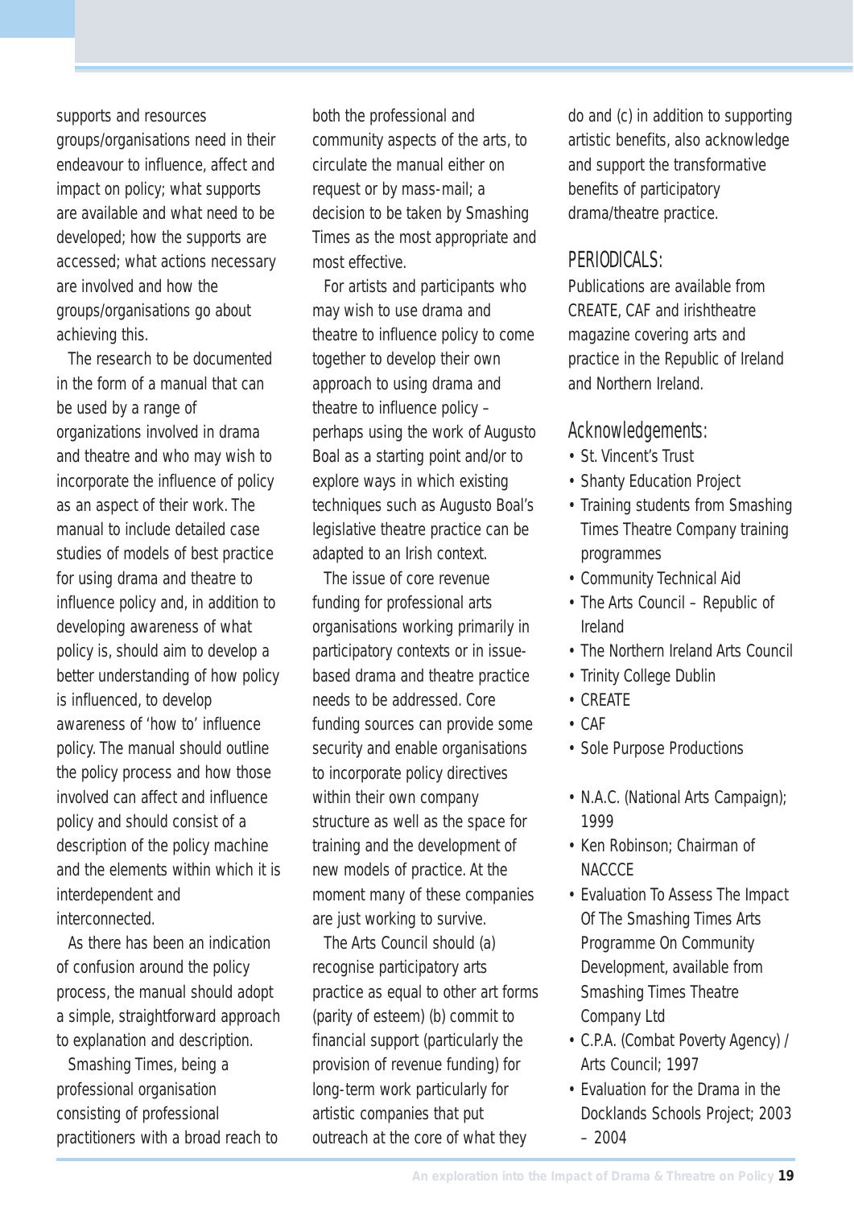supports and resources groups/organisations need in their endeavour to influence, affect and impact on policy; what supports are available and what need to be developed; how the supports are accessed; what actions necessary are involved and how the groups/organisations go about achieving this.

The research to be documented in the form of a manual that can be used by a range of organizations involved in drama and theatre and who may wish to incorporate the influence of policy as an aspect of their work. The manual to include detailed case studies of models of best practice for using drama and theatre to influence policy and, in addition to developing awareness of what policy is, should aim to develop a better understanding of how policy is influenced, to develop awareness of 'how to' influence policy. The manual should outline the policy process and how those involved can affect and influence policy and should consist of a description of the policy machine and the elements within which it is interdependent and interconnected.

As there has been an indication of confusion around the policy process, the manual should adopt a simple, straightforward approach to explanation and description.

Smashing Times, being a professional organisation consisting of professional practitioners with a broad reach to both the professional and community aspects of the arts, to circulate the manual either on request or by mass-mail; a decision to be taken by Smashing Times as the most appropriate and most effective.

For artists and participants who may wish to use drama and theatre to influence policy to come together to develop their own approach to using drama and theatre to influence policy – perhaps using the work of Augusto Boal as a starting point and/or to explore ways in which existing techniques such as Augusto Boal's legislative theatre practice can be adapted to an Irish context.

The issue of core revenue funding for professional arts organisations working primarily in participatory contexts or in issue-based drama and theatre practice needs to be addressed. Core funding sources can provide some security and enable organisations to incorporate policy directives within their own company structure as well as the space for training and the development of new models of practice. At the moment many of these companies are just working to survive.

The Arts Council should (a) recognise participatory arts practice as equal to other art forms (parity of esteem) (b) commit to financial support (particularly the provision of revenue funding) for long-term work particularly for artistic companies that put outreach at the core of what they do and (c) in addition to supporting artistic benefits, also acknowledge and support the transformative benefits of participatory drama/theatre practice.

## PERIODICALS:

Publications are available from CREATE, CAF and irishtheatre magazine covering arts and practice in the Republic of Ireland and Northern Ireland.

## Acknowledgements:

- St. Vincent's Trust
- Shanty Education Project
- Training students from Smashing Times Theatre Company training programmes
- Community Technical Aid
- The Arts Council – Republic of Ireland
- The Northern Ireland Arts Council
- Trinity College Dublin
- CREATE
- CAF
- Sole Purpose Productions
- N.A.C. (National Arts Campaign); 1999
- Ken Robinson; Chairman of NACCCE
- Evaluation To Assess The Impact Of The Smashing Times Arts Programme On Community Development, available from Smashing Times Theatre Company Ltd
- C.P.A. (Combat Poverty Agency) / Arts Council; 1997
- Evaluation for the Drama in the Docklands Schools Project; 2003 – 2004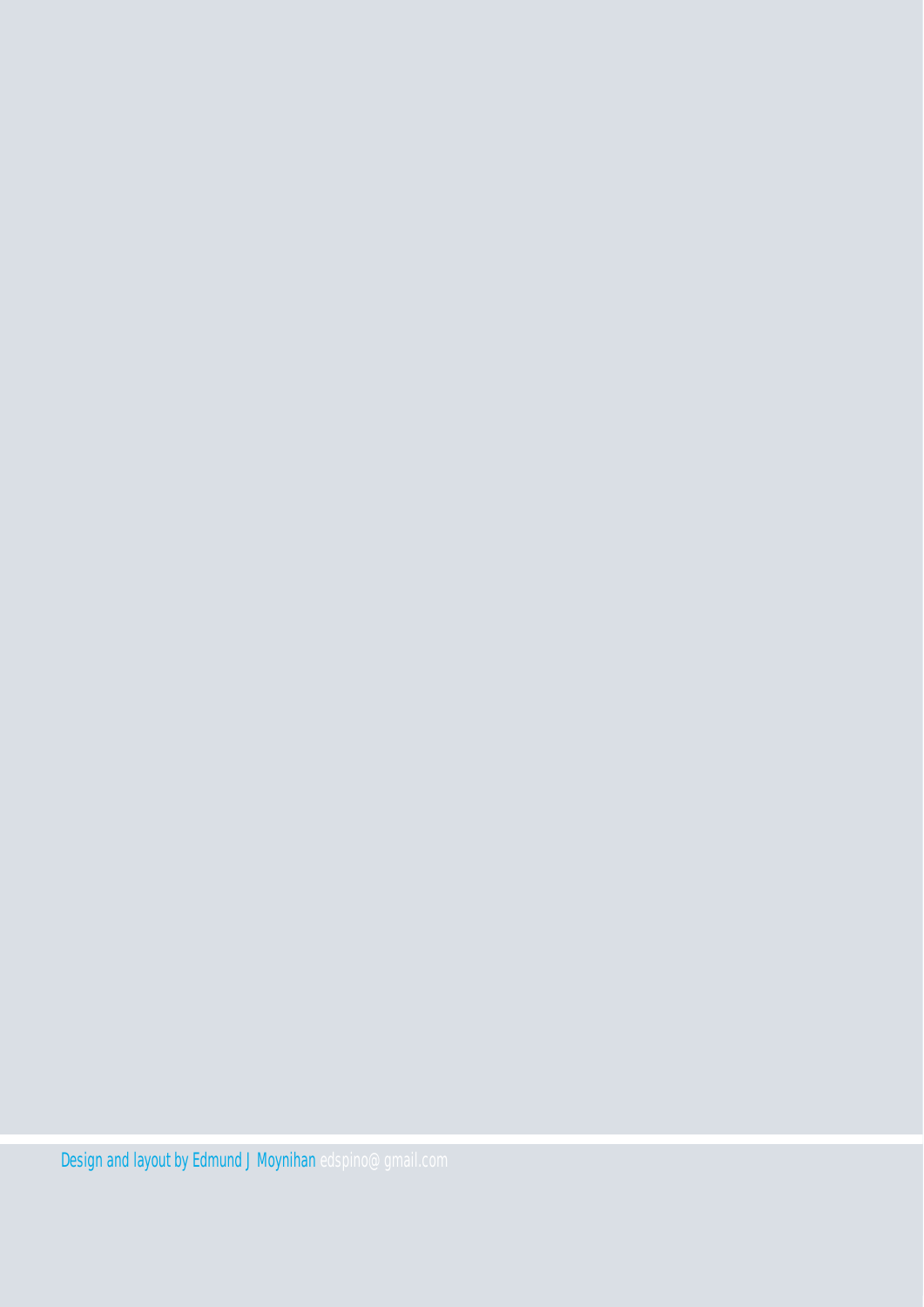Design and layout by Edmund J Moynihan edspino@gmail.com